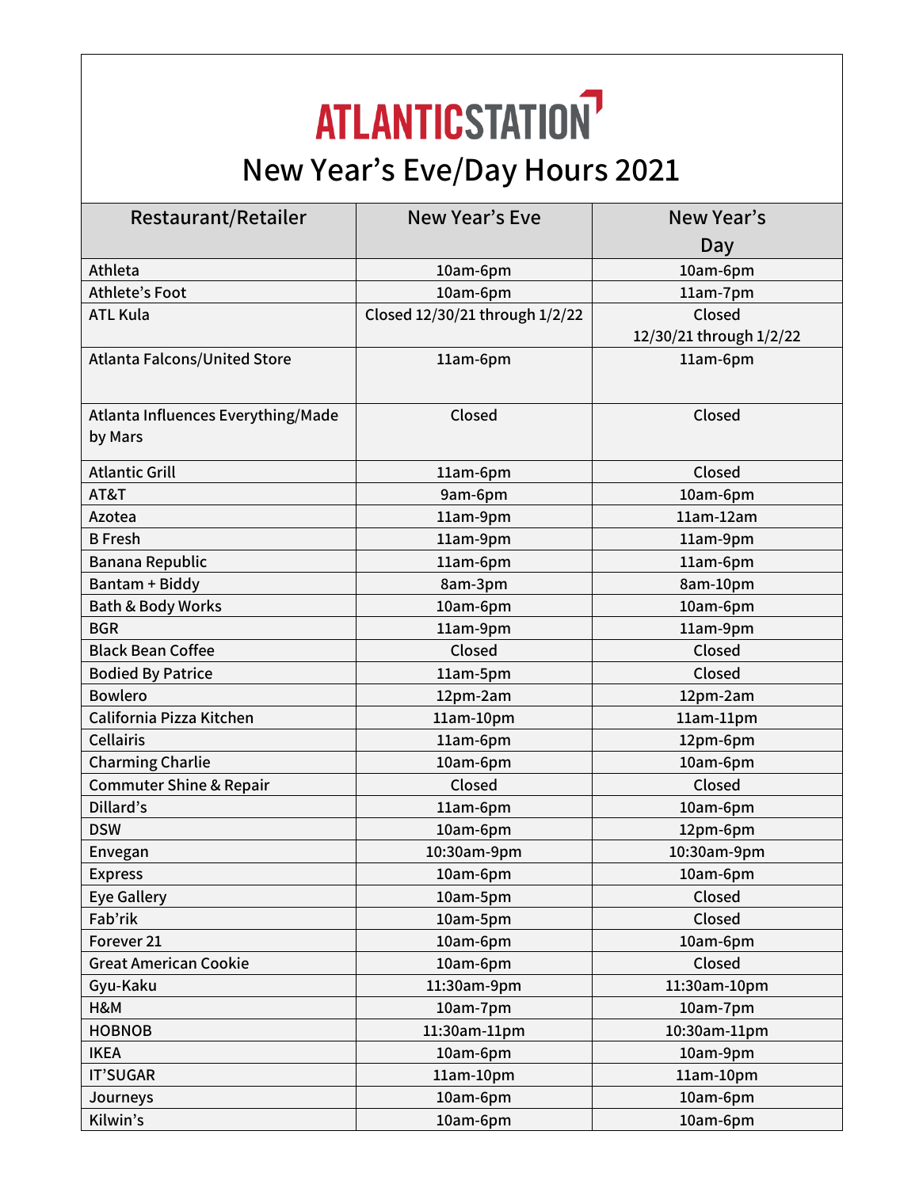# ATLANTICSTATION

## New Year's Eve/Day Hours 2021

| Restaurant/Retailer | New Year's Eve | New Year's Day |
|---|---|---|
| Athleta | 10am-6pm | 10am-6pm |
| Athlete's Foot | 10am-6pm | 11am-7pm |
| ATL Kula | Closed 12/30/21 through 1/2/22 | Closed 12/30/21 through 1/2/22 |
| Atlanta Falcons/United Store | 11am-6pm | 11am-6pm |
| Atlanta Influences Everything/Made by Mars | Closed | Closed |
| Atlantic Grill | 11am-6pm | Closed |
| AT&T | 9am-6pm | 10am-6pm |
| Azotea | 11am-9pm | 11am-12am |
| B Fresh | 11am-9pm | 11am-9pm |
| Banana Republic | 11am-6pm | 11am-6pm |
| Bantam + Biddy | 8am-3pm | 8am-10pm |
| Bath & Body Works | 10am-6pm | 10am-6pm |
| BGR | 11am-9pm | 11am-9pm |
| Black Bean Coffee | Closed | Closed |
| Bodied By Patrice | 11am-5pm | Closed |
| Bowlero | 12pm-2am | 12pm-2am |
| California Pizza Kitchen | 11am-10pm | 11am-11pm |
| Cellairis | 11am-6pm | 12pm-6pm |
| Charming Charlie | 10am-6pm | 10am-6pm |
| Commuter Shine & Repair | Closed | Closed |
| Dillard's | 11am-6pm | 10am-6pm |
| DSW | 10am-6pm | 12pm-6pm |
| Envegan | 10:30am-9pm | 10:30am-9pm |
| Express | 10am-6pm | 10am-6pm |
| Eye Gallery | 10am-5pm | Closed |
| Fab'rik | 10am-5pm | Closed |
| Forever 21 | 10am-6pm | 10am-6pm |
| Great American Cookie | 10am-6pm | Closed |
| Gyu-Kaku | 11:30am-9pm | 11:30am-10pm |
| H&M | 10am-7pm | 10am-7pm |
| HOBNOB | 11:30am-11pm | 10:30am-11pm |
| IKEA | 10am-6pm | 10am-9pm |
| IT'SUGAR | 11am-10pm | 11am-10pm |
| Journeys | 10am-6pm | 10am-6pm |
| Kilwin's | 10am-6pm | 10am-6pm |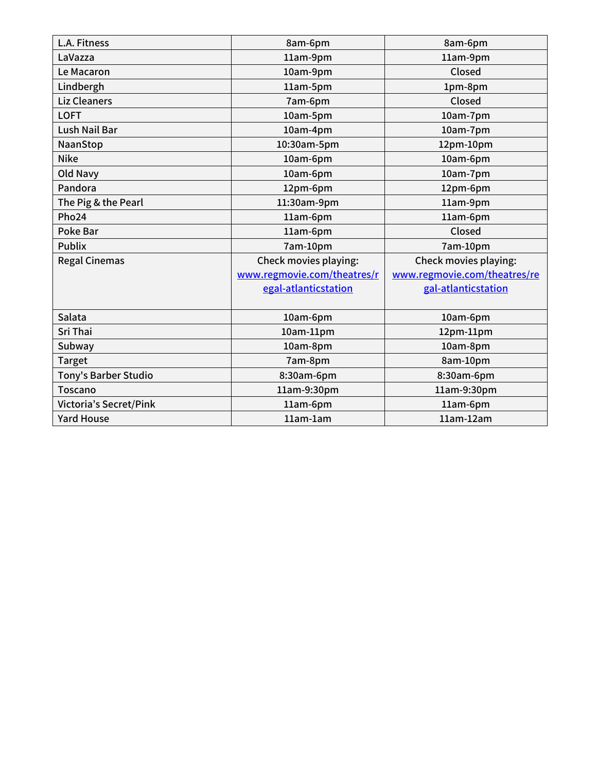| | | |
|---|---|---|
| L.A. Fitness | 8am-6pm | 8am-6pm |
| LaVazza | 11am-9pm | 11am-9pm |
| Le Macaron | 10am-9pm | Closed |
| Lindbergh | 11am-5pm | 1pm-8pm |
| Liz Cleaners | 7am-6pm | Closed |
| LOFT | 10am-5pm | 10am-7pm |
| Lush Nail Bar | 10am-4pm | 10am-7pm |
| NaanStop | 10:30am-5pm | 12pm-10pm |
| Nike | 10am-6pm | 10am-6pm |
| Old Navy | 10am-6pm | 10am-7pm |
| Pandora | 12pm-6pm | 12pm-6pm |
| The Pig & the Pearl | 11:30am-9pm | 11am-9pm |
| Pho24 | 11am-6pm | 11am-6pm |
| Poke Bar | 11am-6pm | Closed |
| Publix | 7am-10pm | 7am-10pm |
| Regal Cinemas | Check movies playing: www.regmovie.com/theatres/regal-atlanticstation | Check movies playing: www.regmovie.com/theatres/regal-atlanticstation |
| Salata | 10am-6pm | 10am-6pm |
| Sri Thai | 10am-11pm | 12pm-11pm |
| Subway | 10am-8pm | 10am-8pm |
| Target | 7am-8pm | 8am-10pm |
| Tony's Barber Studio | 8:30am-6pm | 8:30am-6pm |
| Toscano | 11am-9:30pm | 11am-9:30pm |
| Victoria's Secret/Pink | 11am-6pm | 11am-6pm |
| Yard House | 11am-1am | 11am-12am |